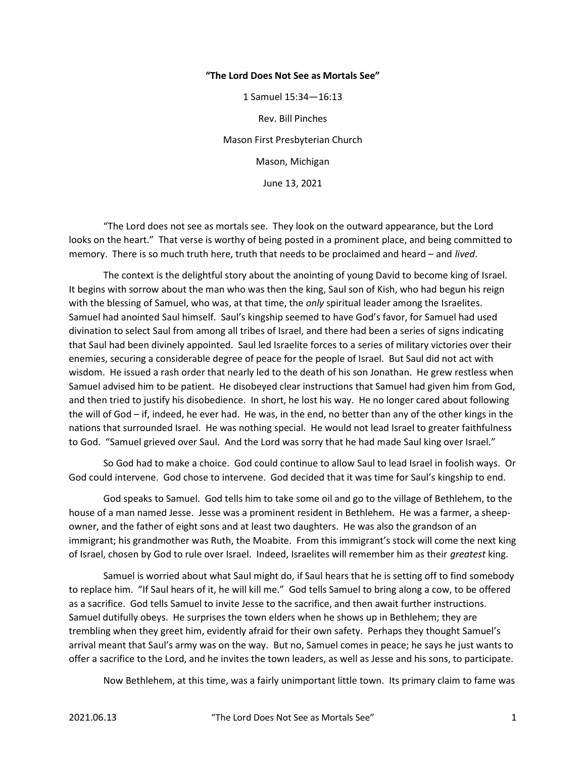**“The Lord Does Not See as Mortals See”**

1 Samuel 15:34—16:13

Rev. Bill Pinches

Mason First Presbyterian Church

Mason, Michigan

June 13, 2021

“The Lord does not see as mortals see. They look on the outward appearance, but the Lord looks on the heart.” That verse is worthy of being posted in a prominent place, and being committed to memory. There is so much truth here, truth that needs to be proclaimed and heard – and *lived*.

The context is the delightful story about the anointing of young David to become king of Israel. It begins with sorrow about the man who was then the king, Saul son of Kish, who had begun his reign with the blessing of Samuel, who was, at that time, the *only* spiritual leader among the Israelites. Samuel had anointed Saul himself. Saul’s kingship seemed to have God’s favor, for Samuel had used divination to select Saul from among all tribes of Israel, and there had been a series of signs indicating that Saul had been divinely appointed. Saul led Israelite forces to a series of military victories over their enemies, securing a considerable degree of peace for the people of Israel. But Saul did not act with wisdom. He issued a rash order that nearly led to the death of his son Jonathan. He grew restless when Samuel advised him to be patient. He disobeyed clear instructions that Samuel had given him from God, and then tried to justify his disobedience. In short, he lost his way. He no longer cared about following the will of God – if, indeed, he ever had. He was, in the end, no better than any of the other kings in the nations that surrounded Israel. He was nothing special. He would not lead Israel to greater faithfulness to God. “Samuel grieved over Saul. And the Lord was sorry that he had made Saul king over Israel.”

So God had to make a choice. God could continue to allow Saul to lead Israel in foolish ways. Or God could intervene. God chose to intervene. God decided that it was time for Saul’s kingship to end.

God speaks to Samuel. God tells him to take some oil and go to the village of Bethlehem, to the house of a man named Jesse. Jesse was a prominent resident in Bethlehem. He was a farmer, a sheep-owner, and the father of eight sons and at least two daughters. He was also the grandson of an immigrant; his grandmother was Ruth, the Moabite. From this immigrant’s stock will come the next king of Israel, chosen by God to rule over Israel. Indeed, Israelites will remember him as their *greatest* king.

Samuel is worried about what Saul might do, if Saul hears that he is setting off to find somebody to replace him. “If Saul hears of it, he will kill me.” God tells Samuel to bring along a cow, to be offered as a sacrifice. God tells Samuel to invite Jesse to the sacrifice, and then await further instructions. Samuel dutifully obeys. He surprises the town elders when he shows up in Bethlehem; they are trembling when they greet him, evidently afraid for their own safety. Perhaps they thought Samuel’s arrival meant that Saul’s army was on the way. But no, Samuel comes in peace; he says he just wants to offer a sacrifice to the Lord, and he invites the town leaders, as well as Jesse and his sons, to participate.

Now Bethlehem, at this time, was a fairly unimportant little town. Its primary claim to fame was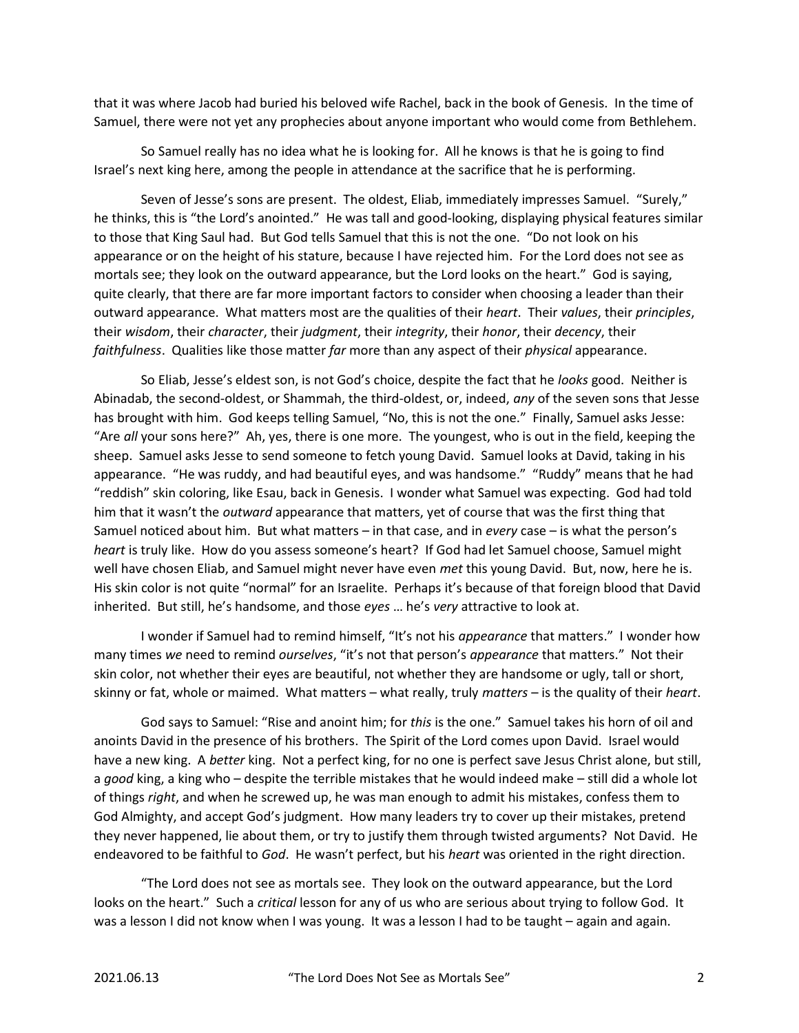that it was where Jacob had buried his beloved wife Rachel, back in the book of Genesis. In the time of Samuel, there were not yet any prophecies about anyone important who would come from Bethlehem.

So Samuel really has no idea what he is looking for. All he knows is that he is going to find Israel's next king here, among the people in attendance at the sacrifice that he is performing.

Seven of Jesse's sons are present. The oldest, Eliab, immediately impresses Samuel. "Surely," he thinks, this is "the Lord's anointed." He was tall and good-looking, displaying physical features similar to those that King Saul had. But God tells Samuel that this is not the one. "Do not look on his appearance or on the height of his stature, because I have rejected him. For the Lord does not see as mortals see; they look on the outward appearance, but the Lord looks on the heart." God is saying, quite clearly, that there are far more important factors to consider when choosing a leader than their outward appearance. What matters most are the qualities of their *heart*. Their *values*, their *principles*, their *wisdom*, their *character*, their *judgment*, their *integrity*, their *honor*, their *decency*, their *faithfulness*. Qualities like those matter *far* more than any aspect of their *physical* appearance.

So Eliab, Jesse's eldest son, is not God's choice, despite the fact that he *looks* good. Neither is Abinadab, the second-oldest, or Shammah, the third-oldest, or, indeed, *any* of the seven sons that Jesse has brought with him. God keeps telling Samuel, "No, this is not the one." Finally, Samuel asks Jesse: "Are *all* your sons here?" Ah, yes, there is one more. The youngest, who is out in the field, keeping the sheep. Samuel asks Jesse to send someone to fetch young David. Samuel looks at David, taking in his appearance. "He was ruddy, and had beautiful eyes, and was handsome." "Ruddy" means that he had "reddish" skin coloring, like Esau, back in Genesis. I wonder what Samuel was expecting. God had told him that it wasn't the *outward* appearance that matters, yet of course that was the first thing that Samuel noticed about him. But what matters – in that case, and in *every* case – is what the person's *heart* is truly like. How do you assess someone's heart? If God had let Samuel choose, Samuel might well have chosen Eliab, and Samuel might never have even *met* this young David. But, now, here he is. His skin color is not quite "normal" for an Israelite. Perhaps it's because of that foreign blood that David inherited. But still, he's handsome, and those *eyes* … he's *very* attractive to look at.

I wonder if Samuel had to remind himself, "It's not his *appearance* that matters." I wonder how many times *we* need to remind *ourselves*, "it's not that person's *appearance* that matters." Not their skin color, not whether their eyes are beautiful, not whether they are handsome or ugly, tall or short, skinny or fat, whole or maimed. What matters – what really, truly *matters* – is the quality of their *heart*.

God says to Samuel: "Rise and anoint him; for *this* is the one." Samuel takes his horn of oil and anoints David in the presence of his brothers. The Spirit of the Lord comes upon David. Israel would have a new king. A *better* king. Not a perfect king, for no one is perfect save Jesus Christ alone, but still, a *good* king, a king who – despite the terrible mistakes that he would indeed make – still did a whole lot of things *right*, and when he screwed up, he was man enough to admit his mistakes, confess them to God Almighty, and accept God's judgment. How many leaders try to cover up their mistakes, pretend they never happened, lie about them, or try to justify them through twisted arguments? Not David. He endeavored to be faithful to *God*. He wasn't perfect, but his *heart* was oriented in the right direction.

"The Lord does not see as mortals see. They look on the outward appearance, but the Lord looks on the heart." Such a *critical* lesson for any of us who are serious about trying to follow God. It was a lesson I did not know when I was young. It was a lesson I had to be taught – again and again.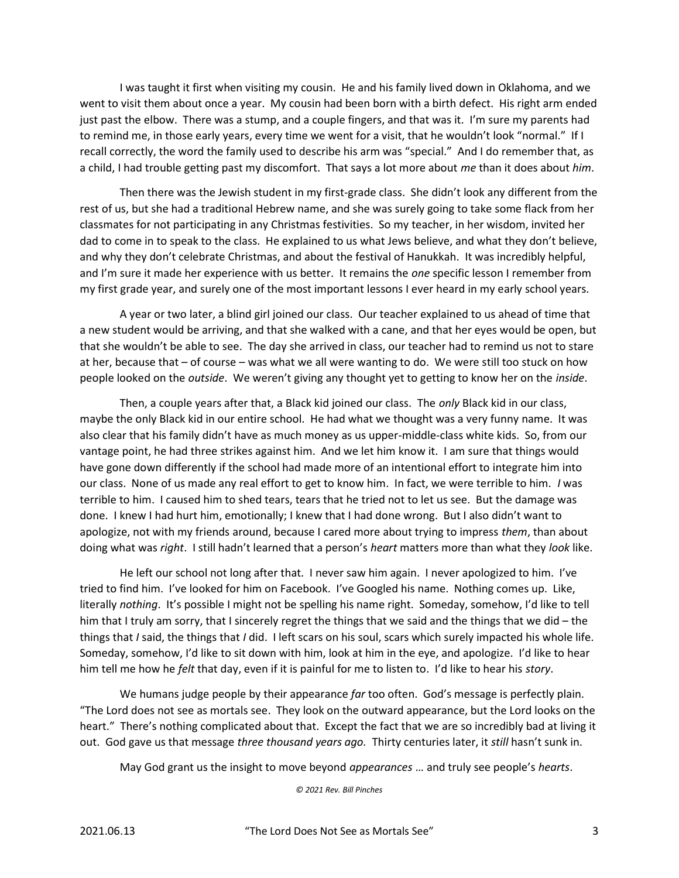I was taught it first when visiting my cousin. He and his family lived down in Oklahoma, and we went to visit them about once a year. My cousin had been born with a birth defect. His right arm ended just past the elbow. There was a stump, and a couple fingers, and that was it. I'm sure my parents had to remind me, in those early years, every time we went for a visit, that he wouldn't look "normal." If I recall correctly, the word the family used to describe his arm was "special." And I do remember that, as a child, I had trouble getting past my discomfort. That says a lot more about *me* than it does about *him*.

Then there was the Jewish student in my first-grade class. She didn't look any different from the rest of us, but she had a traditional Hebrew name, and she was surely going to take some flack from her classmates for not participating in any Christmas festivities. So my teacher, in her wisdom, invited her dad to come in to speak to the class. He explained to us what Jews believe, and what they don't believe, and why they don't celebrate Christmas, and about the festival of Hanukkah. It was incredibly helpful, and I'm sure it made her experience with us better. It remains the *one* specific lesson I remember from my first grade year, and surely one of the most important lessons I ever heard in my early school years.

A year or two later, a blind girl joined our class. Our teacher explained to us ahead of time that a new student would be arriving, and that she walked with a cane, and that her eyes would be open, but that she wouldn't be able to see. The day she arrived in class, our teacher had to remind us not to stare at her, because that – of course – was what we all were wanting to do. We were still too stuck on how people looked on the *outside*. We weren't giving any thought yet to getting to know her on the *inside*.

Then, a couple years after that, a Black kid joined our class. The *only* Black kid in our class, maybe the only Black kid in our entire school. He had what we thought was a very funny name. It was also clear that his family didn't have as much money as us upper-middle-class white kids. So, from our vantage point, he had three strikes against him. And we let him know it. I am sure that things would have gone down differently if the school had made more of an intentional effort to integrate him into our class. None of us made any real effort to get to know him. In fact, we were terrible to him. *I* was terrible to him. I caused him to shed tears, tears that he tried not to let us see. But the damage was done. I knew I had hurt him, emotionally; I knew that I had done wrong. But I also didn't want to apologize, not with my friends around, because I cared more about trying to impress *them*, than about doing what was *right*. I still hadn't learned that a person's *heart* matters more than what they *look* like.

He left our school not long after that. I never saw him again. I never apologized to him. I've tried to find him. I've looked for him on Facebook. I've Googled his name. Nothing comes up. Like, literally *nothing*. It's possible I might not be spelling his name right. Someday, somehow, I'd like to tell him that I truly am sorry, that I sincerely regret the things that we said and the things that we did – the things that *I* said, the things that *I* did. I left scars on his soul, scars which surely impacted his whole life. Someday, somehow, I'd like to sit down with him, look at him in the eye, and apologize. I'd like to hear him tell me how he *felt* that day, even if it is painful for me to listen to. I'd like to hear his *story*.

We humans judge people by their appearance *far* too often. God's message is perfectly plain. "The Lord does not see as mortals see. They look on the outward appearance, but the Lord looks on the heart." There's nothing complicated about that. Except the fact that we are so incredibly bad at living it out. God gave us that message *three thousand years ago.* Thirty centuries later, it *still* hasn't sunk in.

May God grant us the insight to move beyond *appearances* … and truly see people's *hearts*.

*© 2021 Rev. Bill Pinches*